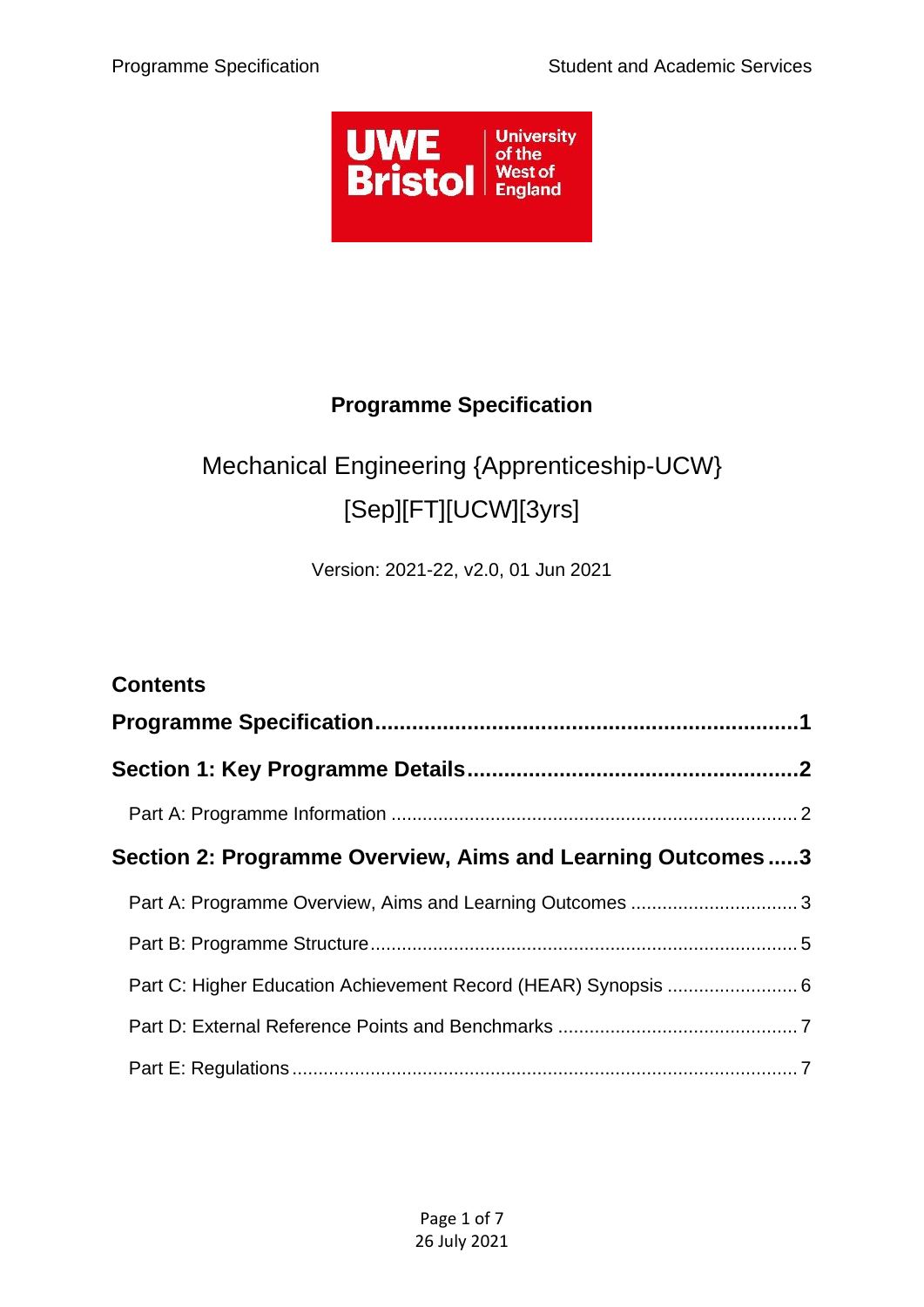# Programme Specification

Mechanical Engineering {Apprenticeship-UCW} [Sep][FT][UCW][3yrs]

Version: 2021-22, v2.0, 01 Jun 2021

## Contents

**Programme Specification....................................................................1**

**Section 1: Key Programme Details......................................................2**

Part A: Programme Information ............................................................................. 2

**Section 2: Programme Overview, Aims and Learning Outcomes .....3**

Part A: Programme Overview, Aims and Learning Outcomes ................................ 3

Part B: Programme Structure.................................................................................. 5

Part C: Higher Education Achievement Record (HEAR) Synopsis ......................... 6

Part D: External Reference Points and Benchmarks .............................................. 7

Part E: Regulations................................................................................................. 7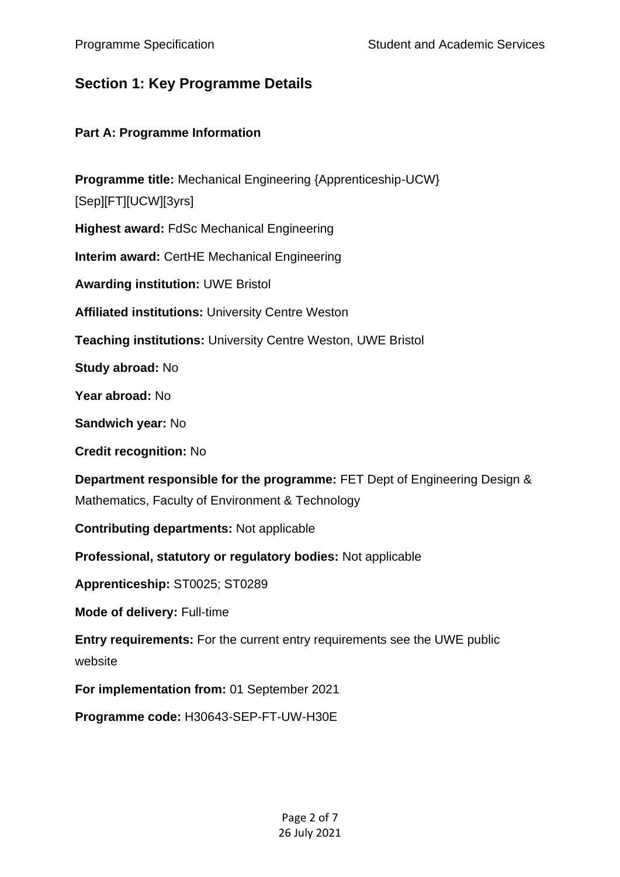## Section 1: Key Programme Details

### Part A: Programme Information

**Programme title:** Mechanical Engineering {Apprenticeship-UCW} [Sep][FT][UCW][3yrs]

**Highest award:** FdSc Mechanical Engineering

**Interim award:** CertHE Mechanical Engineering

**Awarding institution:** UWE Bristol

**Affiliated institutions:** University Centre Weston

**Teaching institutions:** University Centre Weston, UWE Bristol

**Study abroad:** No

**Year abroad:** No

**Sandwich year:** No

**Credit recognition:** No

**Department responsible for the programme:** FET Dept of Engineering Design & Mathematics, Faculty of Environment & Technology

**Contributing departments:** Not applicable

**Professional, statutory or regulatory bodies:** Not applicable

**Apprenticeship:** ST0025; ST0289

**Mode of delivery:** Full-time

**Entry requirements:** For the current entry requirements see the UWE public website

**For implementation from:** 01 September 2021

**Programme code:** H30643-SEP-FT-UW-H30E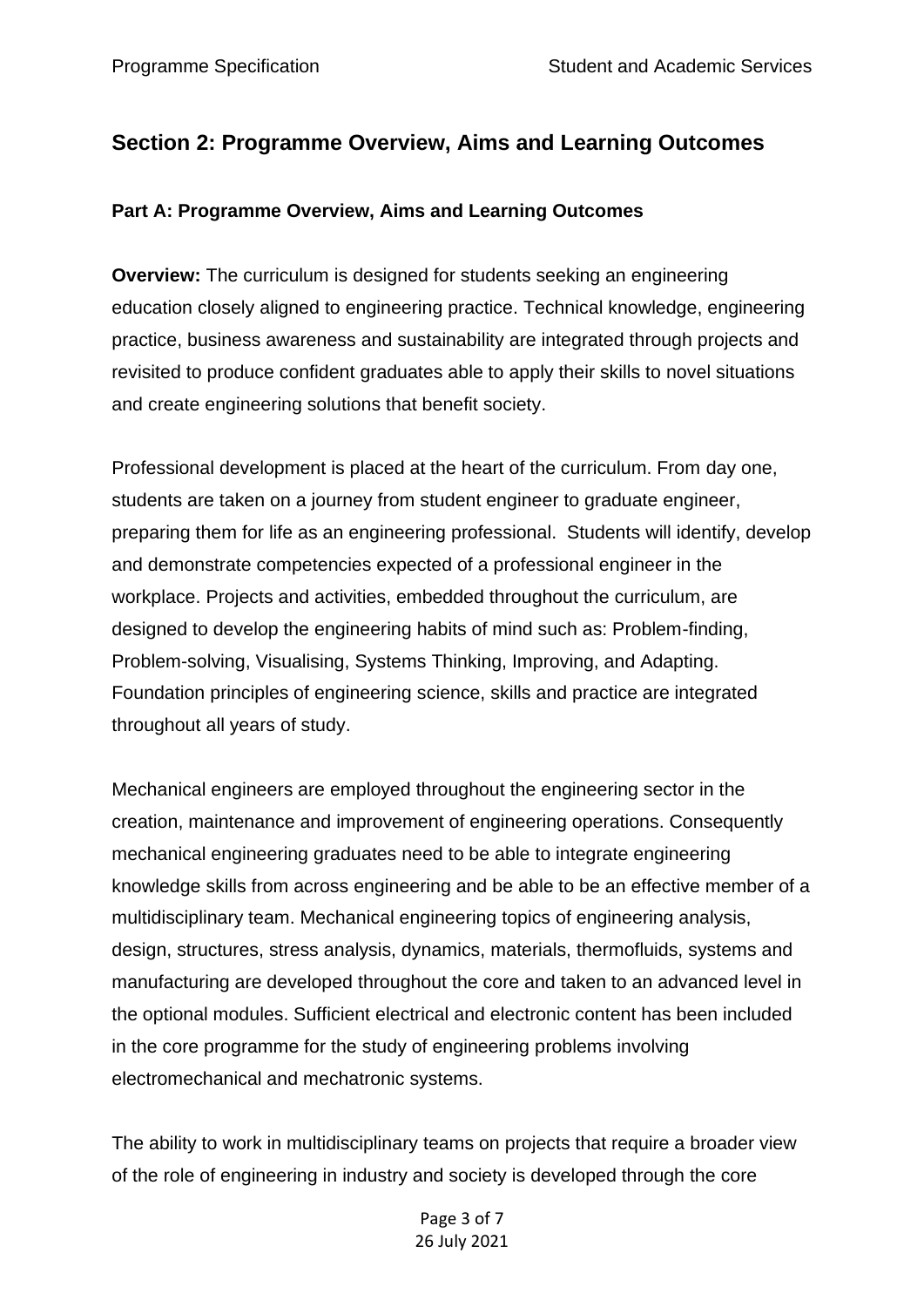## Section 2: Programme Overview, Aims and Learning Outcomes

### Part A: Programme Overview, Aims and Learning Outcomes

**Overview:** The curriculum is designed for students seeking an engineering education closely aligned to engineering practice. Technical knowledge, engineering practice, business awareness and sustainability are integrated through projects and revisited to produce confident graduates able to apply their skills to novel situations and create engineering solutions that benefit society.

Professional development is placed at the heart of the curriculum. From day one, students are taken on a journey from student engineer to graduate engineer, preparing them for life as an engineering professional. Students will identify, develop and demonstrate competencies expected of a professional engineer in the workplace. Projects and activities, embedded throughout the curriculum, are designed to develop the engineering habits of mind such as: Problem-finding, Problem-solving, Visualising, Systems Thinking, Improving, and Adapting. Foundation principles of engineering science, skills and practice are integrated throughout all years of study.

Mechanical engineers are employed throughout the engineering sector in the creation, maintenance and improvement of engineering operations. Consequently mechanical engineering graduates need to be able to integrate engineering knowledge skills from across engineering and be able to be an effective member of a multidisciplinary team. Mechanical engineering topics of engineering analysis, design, structures, stress analysis, dynamics, materials, thermofluids, systems and manufacturing are developed throughout the core and taken to an advanced level in the optional modules. Sufficient electrical and electronic content has been included in the core programme for the study of engineering problems involving electromechanical and mechatronic systems.

The ability to work in multidisciplinary teams on projects that require a broader view of the role of engineering in industry and society is developed through the core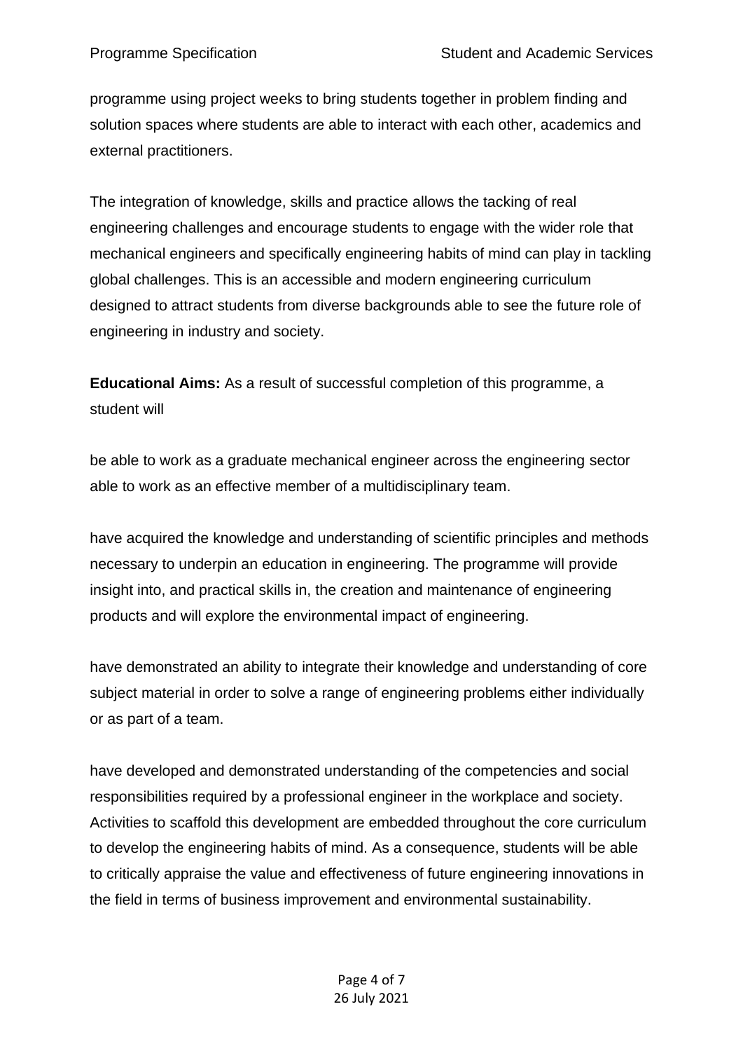programme using project weeks to bring students together in problem finding and solution spaces where students are able to interact with each other, academics and external practitioners.

The integration of knowledge, skills and practice allows the tacking of real engineering challenges and encourage students to engage with the wider role that mechanical engineers and specifically engineering habits of mind can play in tackling global challenges. This is an accessible and modern engineering curriculum designed to attract students from diverse backgrounds able to see the future role of engineering in industry and society.

**Educational Aims:** As a result of successful completion of this programme, a student will

be able to work as a graduate mechanical engineer across the engineering sector able to work as an effective member of a multidisciplinary team.

have acquired the knowledge and understanding of scientific principles and methods necessary to underpin an education in engineering. The programme will provide insight into, and practical skills in, the creation and maintenance of engineering products and will explore the environmental impact of engineering.

have demonstrated an ability to integrate their knowledge and understanding of core subject material in order to solve a range of engineering problems either individually or as part of a team.

have developed and demonstrated understanding of the competencies and social responsibilities required by a professional engineer in the workplace and society. Activities to scaffold this development are embedded throughout the core curriculum to develop the engineering habits of mind. As a consequence, students will be able to critically appraise the value and effectiveness of future engineering innovations in the field in terms of business improvement and environmental sustainability.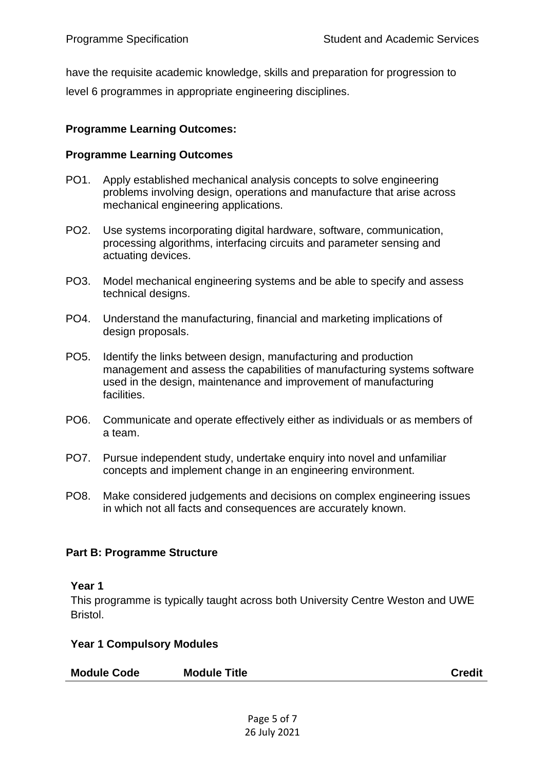have the requisite academic knowledge, skills and preparation for progression to level 6 programmes in appropriate engineering disciplines.

**Programme Learning Outcomes:**

**Programme Learning Outcomes**

PO1. Apply established mechanical analysis concepts to solve engineering problems involving design, operations and manufacture that arise across mechanical engineering applications.

PO2. Use systems incorporating digital hardware, software, communication, processing algorithms, interfacing circuits and parameter sensing and actuating devices.

PO3. Model mechanical engineering systems and be able to specify and assess technical designs.

PO4. Understand the manufacturing, financial and marketing implications of design proposals.

PO5. Identify the links between design, manufacturing and production management and assess the capabilities of manufacturing systems software used in the design, maintenance and improvement of manufacturing facilities.

PO6. Communicate and operate effectively either as individuals or as members of a team.

PO7. Pursue independent study, undertake enquiry into novel and unfamiliar concepts and implement change in an engineering environment.

PO8. Make considered judgements and decisions on complex engineering issues in which not all facts and consequences are accurately known.

## Part B: Programme Structure

### Year 1

This programme is typically taught across both University Centre Weston and UWE Bristol.

#### Year 1 Compulsory Modules

| Module Code | Module Title | Credit |
|---|---|---|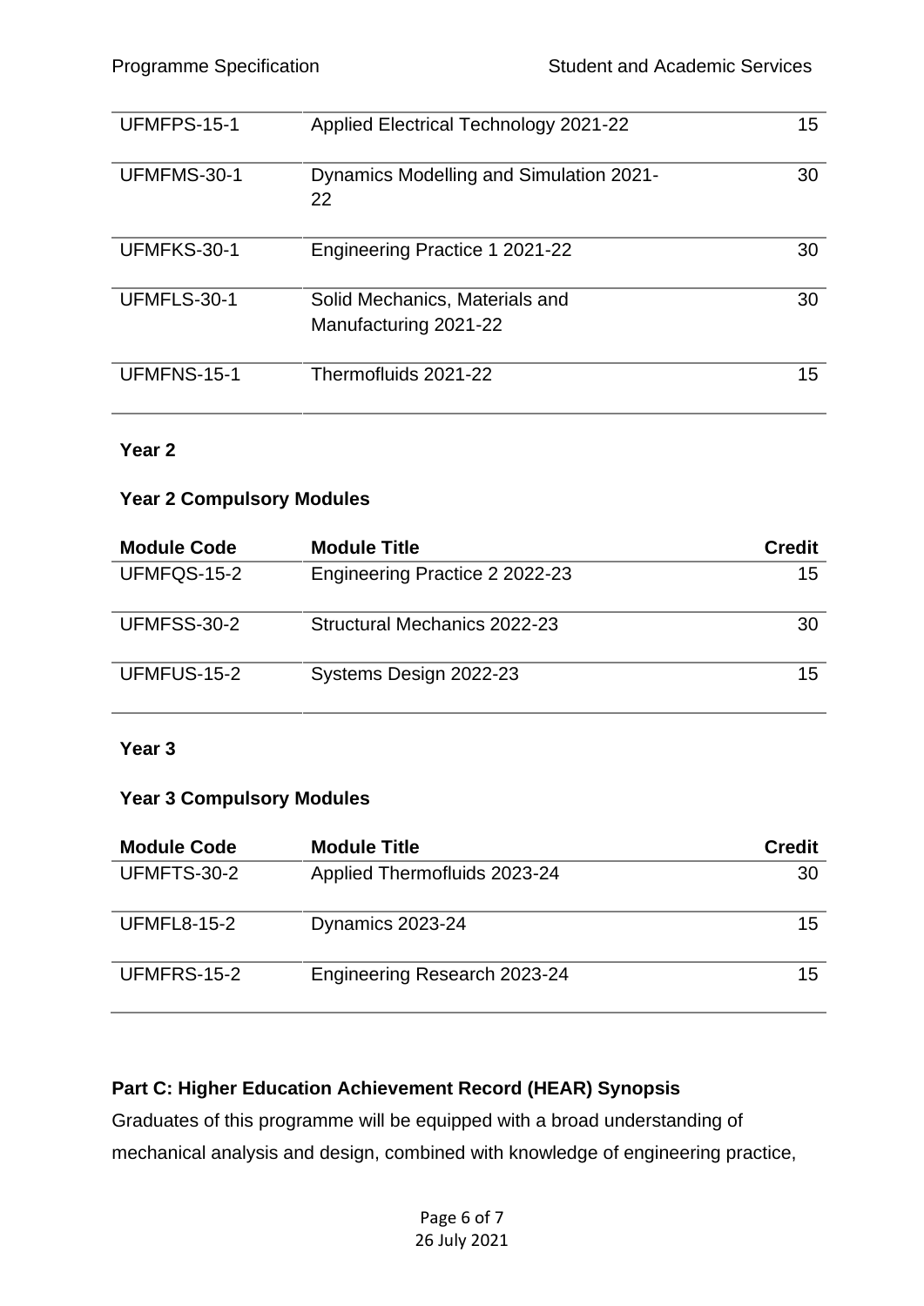| Module Code | Module Title | Credit |
|---|---|---|
| UFMFPS-15-1 | Applied Electrical Technology 2021-22 | 15 |
| UFMFMS-30-1 | Dynamics Modelling and Simulation 2021-22 | 30 |
| UFMFKS-30-1 | Engineering Practice 1 2021-22 | 30 |
| UFMFLS-30-1 | Solid Mechanics, Materials and Manufacturing 2021-22 | 30 |
| UFMFNS-15-1 | Thermofluids 2021-22 | 15 |

**Year 2**

**Year 2 Compulsory Modules**

| Module Code | Module Title | Credit |
|---|---|---|
| UFMFQS-15-2 | Engineering Practice 2 2022-23 | 15 |
| UFMFSS-30-2 | Structural Mechanics 2022-23 | 30 |
| UFMFUS-15-2 | Systems Design 2022-23 | 15 |

**Year 3**

**Year 3 Compulsory Modules**

| Module Code | Module Title | Credit |
|---|---|---|
| UFMFTS-30-2 | Applied Thermofluids 2023-24 | 30 |
| UFMFL8-15-2 | Dynamics 2023-24 | 15 |
| UFMFRS-15-2 | Engineering Research 2023-24 | 15 |

## Part C: Higher Education Achievement Record (HEAR) Synopsis

Graduates of this programme will be equipped with a broad understanding of mechanical analysis and design, combined with knowledge of engineering practice,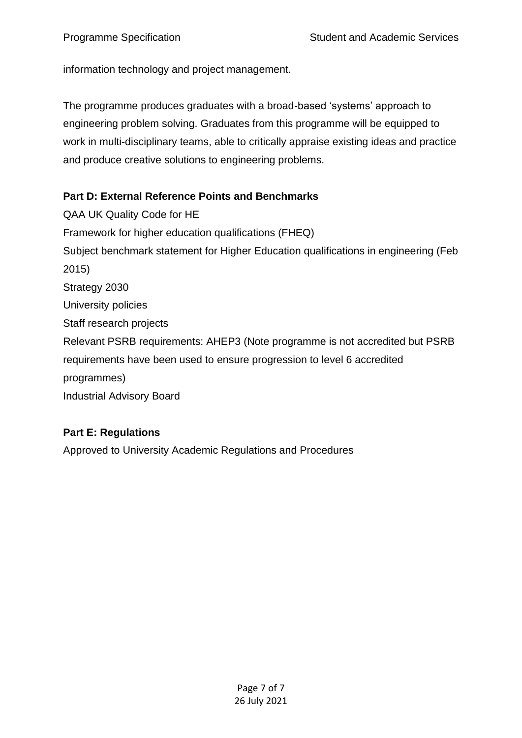information technology and project management.

The programme produces graduates with a broad-based 'systems' approach to engineering problem solving. Graduates from this programme will be equipped to work in multi-disciplinary teams, able to critically appraise existing ideas and practice and produce creative solutions to engineering problems.

**Part D: External Reference Points and Benchmarks**

QAA UK Quality Code for HE
Framework for higher education qualifications (FHEQ)
Subject benchmark statement for Higher Education qualifications in engineering (Feb 2015)
Strategy 2030
University policies
Staff research projects
Relevant PSRB requirements: AHEP3 (Note programme is not accredited but PSRB requirements have been used to ensure progression to level 6 accredited programmes)
Industrial Advisory Board

**Part E: Regulations**

Approved to University Academic Regulations and Procedures